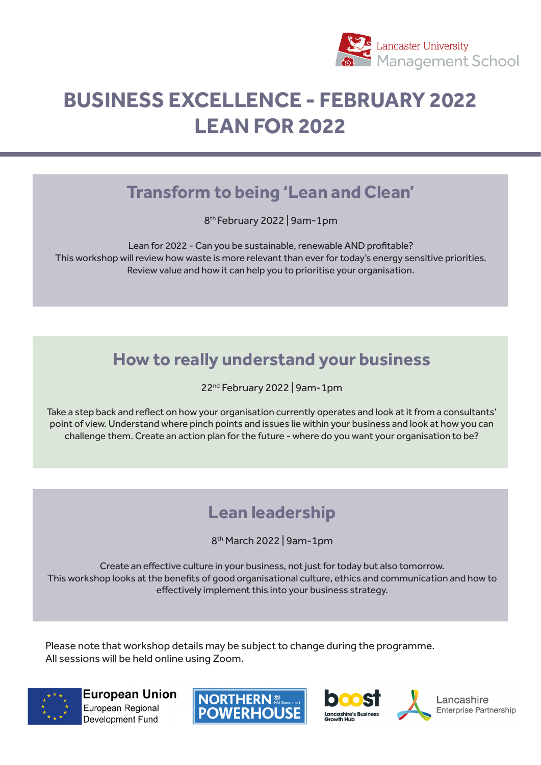Lancaster University Management School

# BUSINESS EXCELLENCE - FEBRUARY 2022
# LEAN FOR 2022

## Transform to being 'Lean and Clean'

8th February 2022 | 9am-1pm

Lean for 2022 - Can you be sustainable, renewable AND profitable?
This workshop will review how waste is more relevant than ever for today's energy sensitive priorities.
Review value and how it can help you to prioritise your organisation.

## How to really understand your business

22nd February 2022 | 9am-1pm

Take a step back and reflect on how your organisation currently operates and look at it from a consultants' point of view. Understand where pinch points and issues lie within your business and look at how you can challenge them. Create an action plan for the future - where do you want your organisation to be?

## Lean leadership

8th March 2022 | 9am-1pm

Create an effective culture in your business, not just for today but also tomorrow.
This workshop looks at the benefits of good organisational culture, ethics and communication and how to effectively implement this into your business strategy.

Please note that workshop details may be subject to change during the programme.
All sessions will be held online using Zoom.

European Union European Regional Development Fund | NORTHERN POWERHOUSE HM Government | boost Lancashire's Business Growth Hub | Lancashire Enterprise Partnership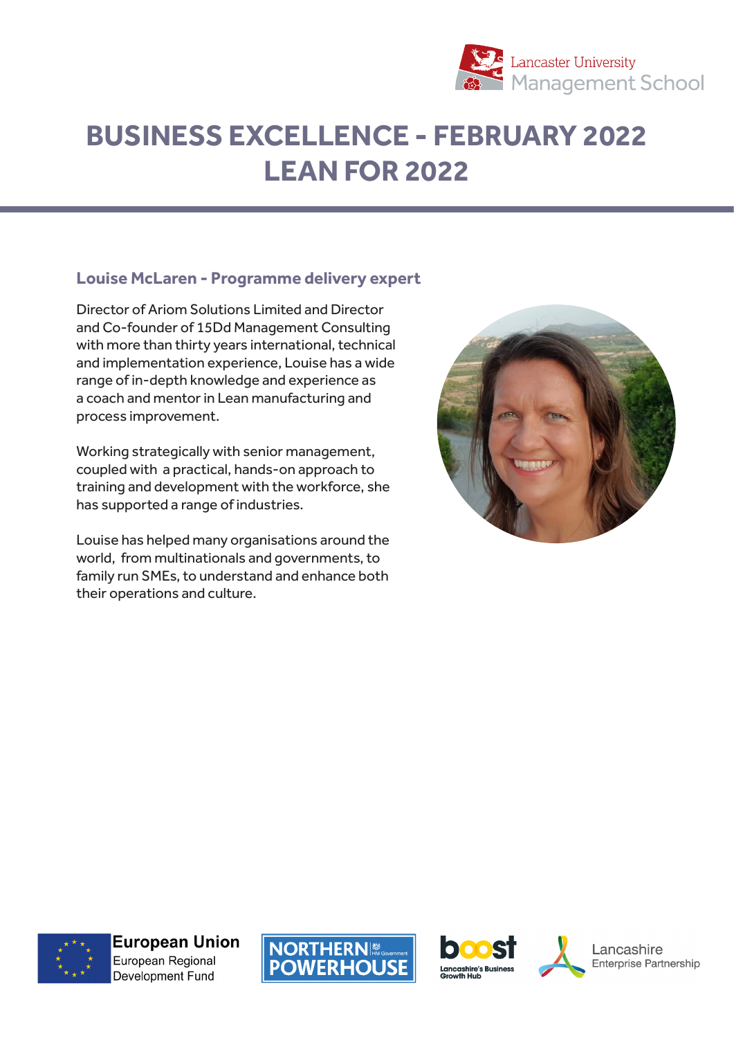# BUSINESS EXCELLENCE - FEBRUARY 2022
# LEAN FOR 2022

### Louise McLaren - Programme delivery expert

Director of Ariom Solutions Limited and Director and Co-founder of 15Dd Management Consulting with more than thirty years international, technical and implementation experience, Louise has a wide range of in-depth knowledge and experience as a coach and mentor in Lean manufacturing and process improvement.

Working strategically with senior management, coupled with a practical, hands-on approach to training and development with the workforce, she has supported a range of industries.

Louise has helped many organisations around the world, from multinationals and governments, to family run SMEs, to understand and enhance both their operations and culture.